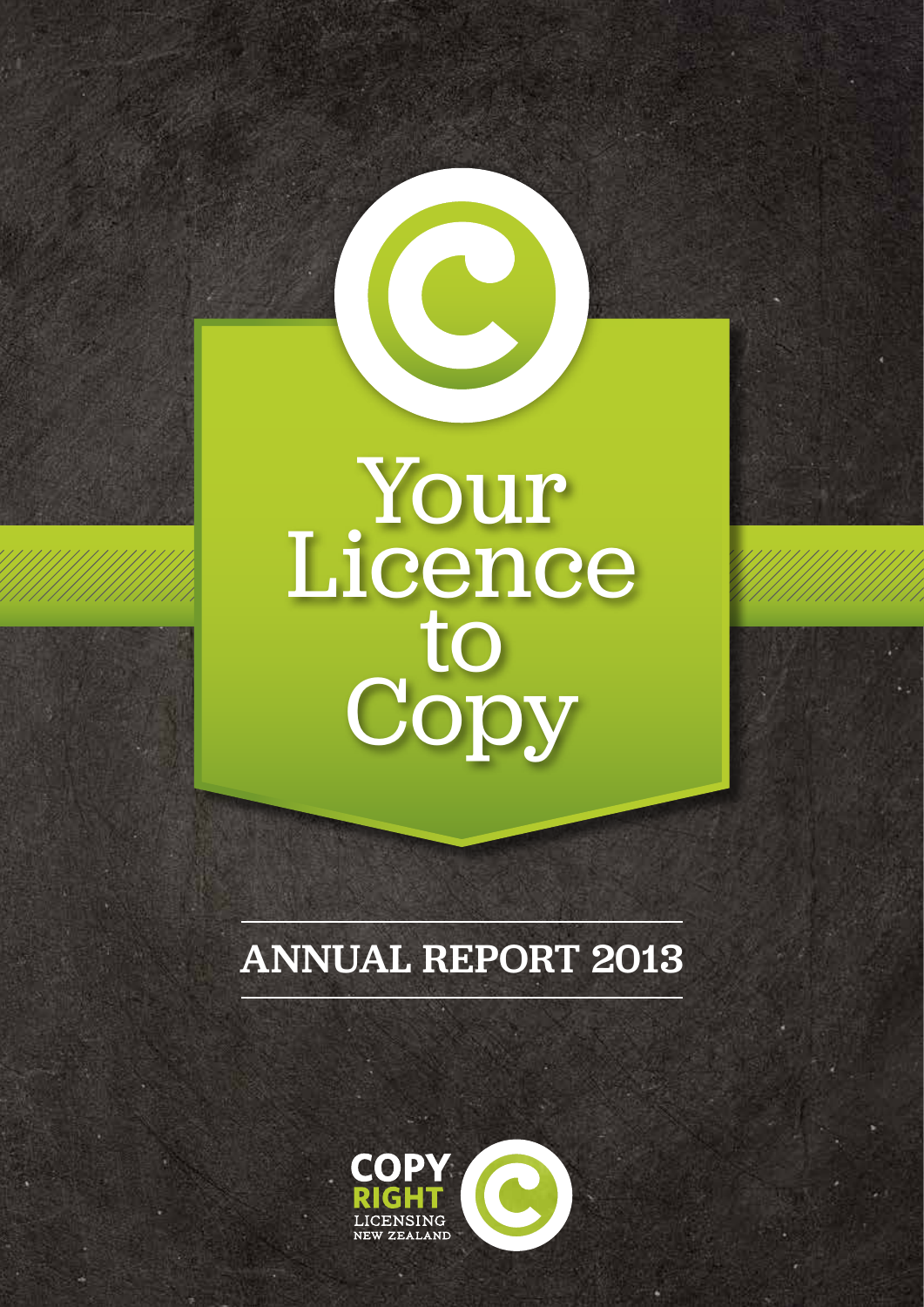# Your Licence to Copy

## ANNUAL REPORT 2013

COPY RIGHT LICENSING NEW ZEALAND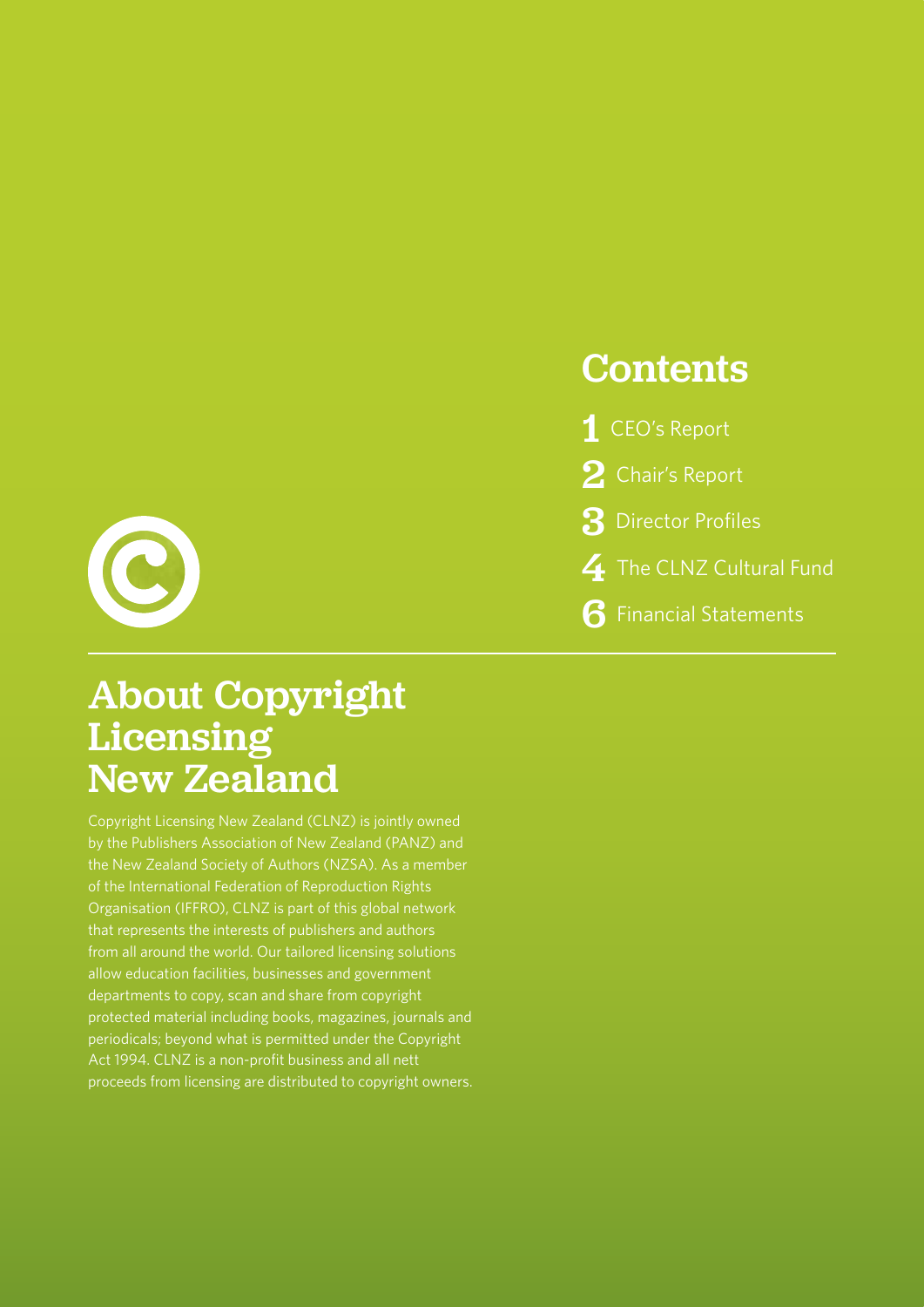## Contents

1 CEO's Report

2 Chair's Report

3 Director Profiles

4 The CLNZ Cultural Fund

6 Financial Statements

# About Copyright Licensing New Zealand

Copyright Licensing New Zealand (CLNZ) is jointly owned by the Publishers Association of New Zealand (PANZ) and the New Zealand Society of Authors (NZSA). As a member of the International Federation of Reproduction Rights Organisation (IFFRO), CLNZ is part of this global network that represents the interests of publishers and authors from all around the world. Our tailored licensing solutions allow education facilities, businesses and government departments to copy, scan and share from copyright protected material including books, magazines, journals and periodicals; beyond what is permitted under the Copyright Act 1994. CLNZ is a non-profit business and all nett proceeds from licensing are distributed to copyright owners.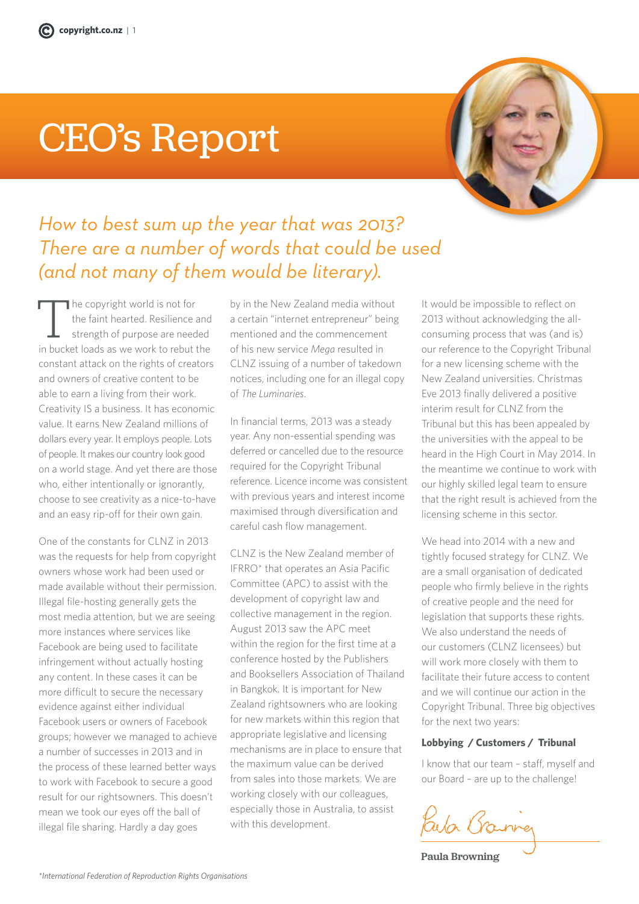# CEO's Report

*How to best sum up the year that was 2013? There are a number of words that could be used (and not many of them would be literary).*

The copyright world is not for the faint hearted. Resilience and strength of purpose are needed in bucket loads as we work to rebut the constant attack on the rights of creators and owners of creative content to be able to earn a living from their work. Creativity IS a business. It has economic value. It earns New Zealand millions of dollars every year. It employs people. Lots of people. It makes our country look good on a world stage. And yet there are those who, either intentionally or ignorantly, choose to see creativity as a nice-to-have and an easy rip-off for their own gain.

One of the constants for CLNZ in 2013 was the requests for help from copyright owners whose work had been used or made available without their permission. Illegal file-hosting generally gets the most media attention, but we are seeing more instances where services like Facebook are being used to facilitate infringement without actually hosting any content. In these cases it can be more difficult to secure the necessary evidence against either individual Facebook users or owners of Facebook groups; however we managed to achieve a number of successes in 2013 and in the process of these learned better ways to work with Facebook to secure a good result for our rightsowners. This doesn't mean we took our eyes off the ball of illegal file sharing. Hardly a day goes by in the New Zealand media without a certain "internet entrepreneur" being mentioned and the commencement of his new service *Mega* resulted in CLNZ issuing of a number of takedown notices, including one for an illegal copy of *The Luminaries*.

In financial terms, 2013 was a steady year. Any non-essential spending was deferred or cancelled due to the resource required for the Copyright Tribunal reference. Licence income was consistent with previous years and interest income maximised through diversification and careful cash flow management.

CLNZ is the New Zealand member of IFRRO* that operates an Asia Pacific Committee (APC) to assist with the development of copyright law and collective management in the region. August 2013 saw the APC meet within the region for the first time at a conference hosted by the Publishers and Booksellers Association of Thailand in Bangkok. It is important for New Zealand rightsowners who are looking for new markets within this region that appropriate legislative and licensing mechanisms are in place to ensure that the maximum value can be derived from sales into those markets. We are working closely with our colleagues, especially those in Australia, to assist with this development.

It would be impossible to reflect on 2013 without acknowledging the all-consuming process that was (and is) our reference to the Copyright Tribunal for a new licensing scheme with the New Zealand universities. Christmas Eve 2013 finally delivered a positive interim result for CLNZ from the Tribunal but this has been appealed by the universities with the appeal to be heard in the High Court in May 2014. In the meantime we continue to work with our highly skilled legal team to ensure that the right result is achieved from the licensing scheme in this sector.

We head into 2014 with a new and tightly focused strategy for CLNZ. We are a small organisation of dedicated people who firmly believe in the rights of creative people and the need for legislation that supports these rights. We also understand the needs of our customers (CLNZ licensees) but will work more closely with them to facilitate their future access to content and we will continue our action in the Copyright Tribunal. Three big objectives for the next two years:

**Lobbying / Customers / Tribunal**

I know that our team – staff, myself and our Board – are up to the challenge!

**Paula Browning**

*International Federation of Reproduction Rights Organisations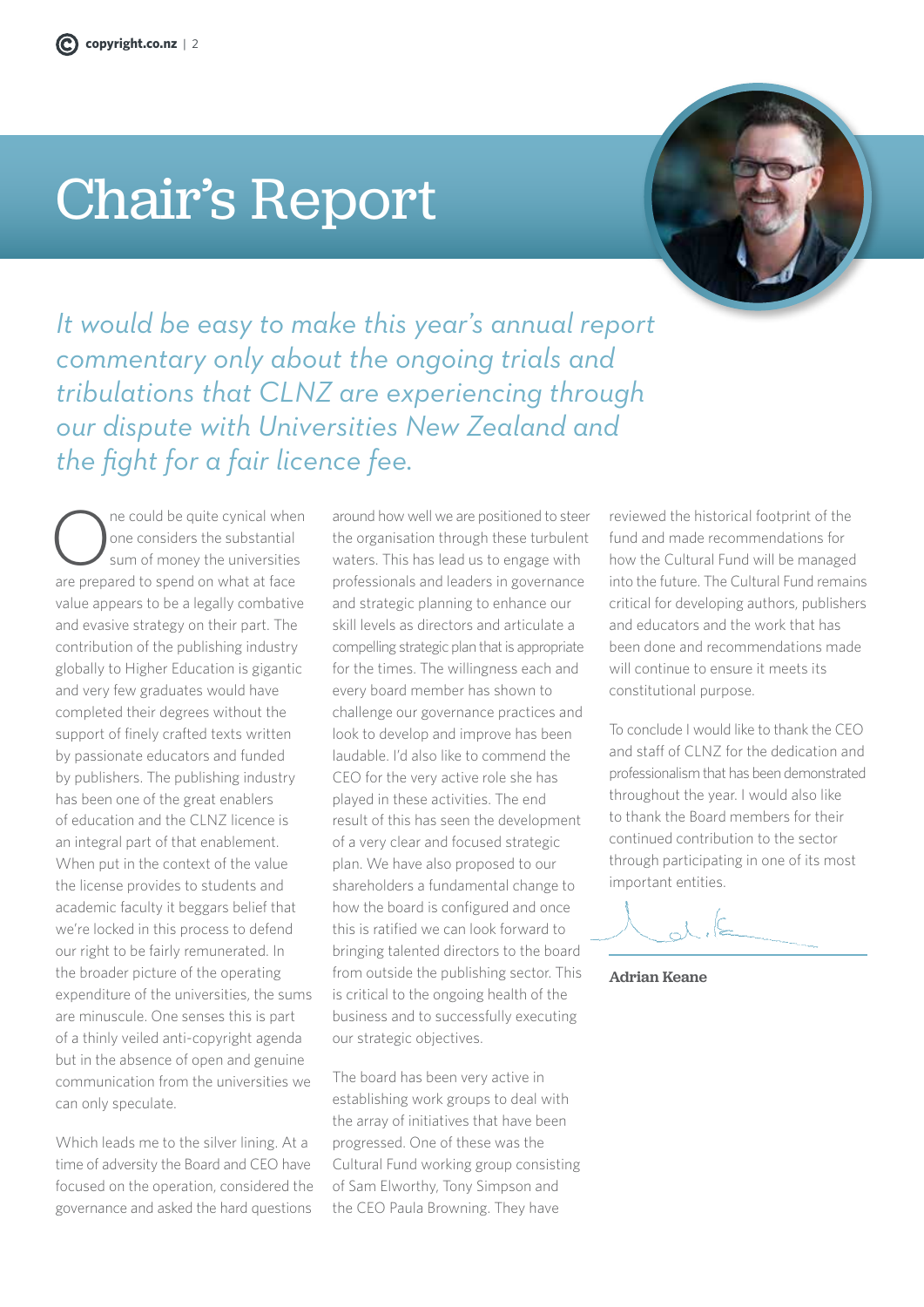# Chair's Report

*It would be easy to make this year's annual report commentary only about the ongoing trials and tribulations that CLNZ are experiencing through our dispute with Universities New Zealand and the fight for a fair licence fee.*

One could be quite cynical when one considers the substantial sum of money the universities are prepared to spend on what at face value appears to be a legally combative and evasive strategy on their part. The contribution of the publishing industry globally to Higher Education is gigantic and very few graduates would have completed their degrees without the support of finely crafted texts written by passionate educators and funded by publishers. The publishing industry has been one of the great enablers of education and the CLNZ licence is an integral part of that enablement. When put in the context of the value the license provides to students and academic faculty it beggars belief that we're locked in this process to defend our right to be fairly remunerated. In the broader picture of the operating expenditure of the universities, the sums are minuscule. One senses this is part of a thinly veiled anti-copyright agenda but in the absence of open and genuine communication from the universities we can only speculate.

Which leads me to the silver lining. At a time of adversity the Board and CEO have focused on the operation, considered the governance and asked the hard questions around how well we are positioned to steer the organisation through these turbulent waters. This has lead us to engage with professionals and leaders in governance and strategic planning to enhance our skill levels as directors and articulate a compelling strategic plan that is appropriate for the times. The willingness each and every board member has shown to challenge our governance practices and look to develop and improve has been laudable. I'd also like to commend the CEO for the very active role she has played in these activities. The end result of this has seen the development of a very clear and focused strategic plan. We have also proposed to our shareholders a fundamental change to how the board is configured and once this is ratified we can look forward to bringing talented directors to the board from outside the publishing sector. This is critical to the ongoing health of the business and to successfully executing our strategic objectives.

The board has been very active in establishing work groups to deal with the array of initiatives that have been progressed. One of these was the Cultural Fund working group consisting of Sam Elworthy, Tony Simpson and the CEO Paula Browning. They have reviewed the historical footprint of the fund and made recommendations for how the Cultural Fund will be managed into the future. The Cultural Fund remains critical for developing authors, publishers and educators and the work that has been done and recommendations made will continue to ensure it meets its constitutional purpose.

To conclude I would like to thank the CEO and staff of CLNZ for the dedication and professionalism that has been demonstrated throughout the year. I would also like to thank the Board members for their continued contribution to the sector through participating in one of its most important entities.

**Adrian Keane**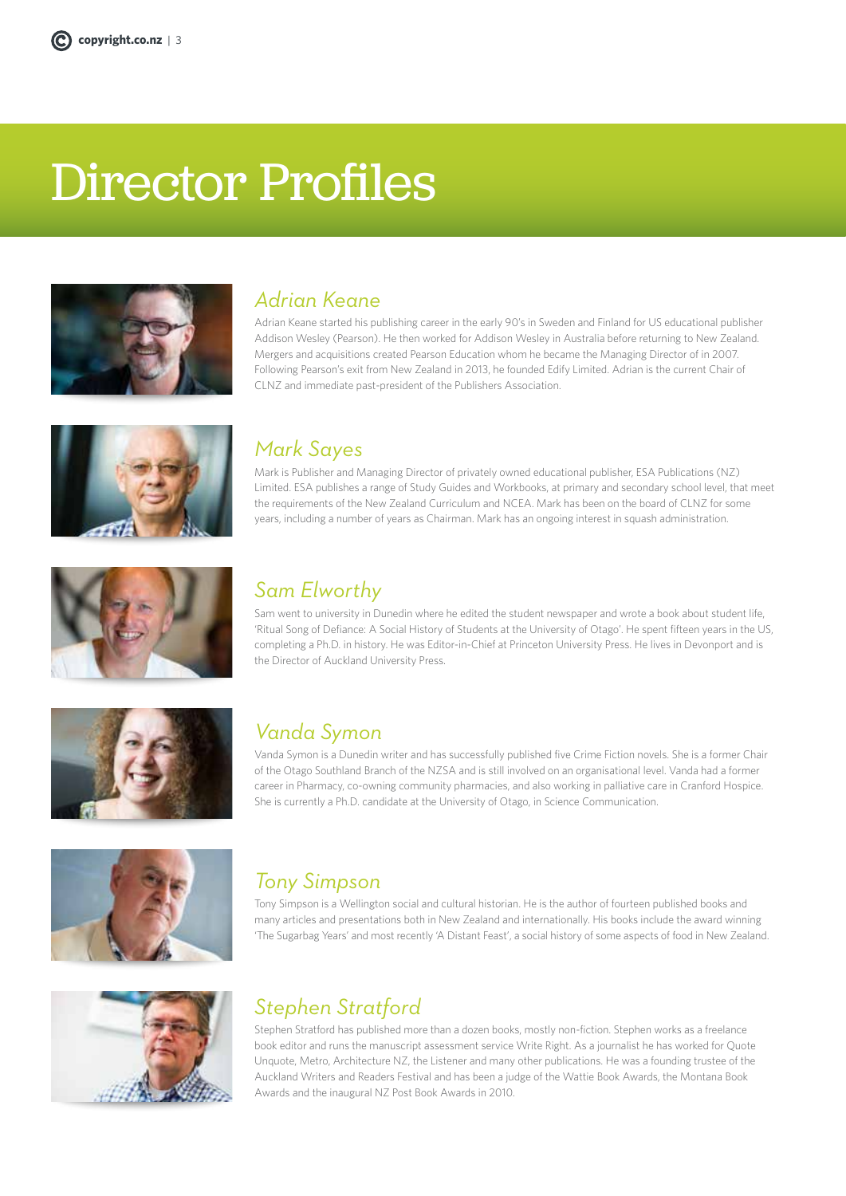# Director Profiles

## *Adrian Keane*

Adrian Keane started his publishing career in the early 90's in Sweden and Finland for US educational publisher Addison Wesley (Pearson). He then worked for Addison Wesley in Australia before returning to New Zealand. Mergers and acquisitions created Pearson Education whom he became the Managing Director of in 2007. Following Pearson's exit from New Zealand in 2013, he founded Edify Limited. Adrian is the current Chair of CLNZ and immediate past-president of the Publishers Association.

## *Mark Sayes*

Mark is Publisher and Managing Director of privately owned educational publisher, ESA Publications (NZ) Limited. ESA publishes a range of Study Guides and Workbooks, at primary and secondary school level, that meet the requirements of the New Zealand Curriculum and NCEA. Mark has been on the board of CLNZ for some years, including a number of years as Chairman. Mark has an ongoing interest in squash administration.

## *Sam Elworthy*

Sam went to university in Dunedin where he edited the student newspaper and wrote a book about student life, 'Ritual Song of Defiance: A Social History of Students at the University of Otago'. He spent fifteen years in the US, completing a Ph.D. in history. He was Editor-in-Chief at Princeton University Press. He lives in Devonport and is the Director of Auckland University Press.

## *Vanda Symon*

Vanda Symon is a Dunedin writer and has successfully published five Crime Fiction novels. She is a former Chair of the Otago Southland Branch of the NZSA and is still involved on an organisational level. Vanda had a former career in Pharmacy, co-owning community pharmacies, and also working in palliative care in Cranford Hospice. She is currently a Ph.D. candidate at the University of Otago, in Science Communication.

## *Tony Simpson*

Tony Simpson is a Wellington social and cultural historian. He is the author of fourteen published books and many articles and presentations both in New Zealand and internationally. His books include the award winning 'The Sugarbag Years' and most recently 'A Distant Feast', a social history of some aspects of food in New Zealand.

## *Stephen Stratford*

Stephen Stratford has published more than a dozen books, mostly non-fiction. Stephen works as a freelance book editor and runs the manuscript assessment service Write Right. As a journalist he has worked for Quote Unquote, Metro, Architecture NZ, the Listener and many other publications. He was a founding trustee of the Auckland Writers and Readers Festival and has been a judge of the Wattie Book Awards, the Montana Book Awards and the inaugural NZ Post Book Awards in 2010.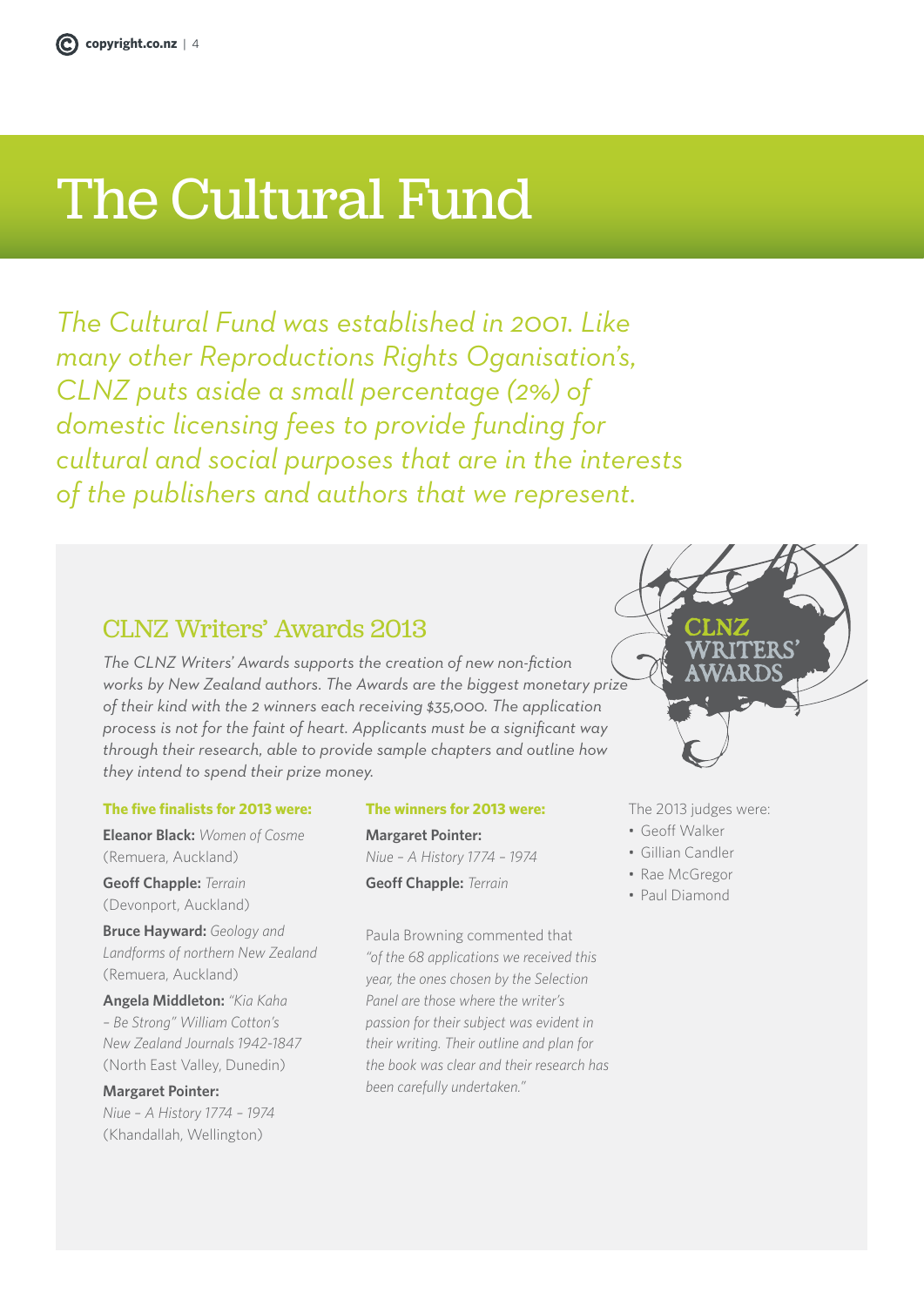# The Cultural Fund

*The Cultural Fund was established in 2001. Like many other Reproductions Rights Oganisation's, CLNZ puts aside a small percentage (2%) of domestic licensing fees to provide funding for cultural and social purposes that are in the interests of the publishers and authors that we represent.*

## CLNZ Writers' Awards 2013

*The CLNZ Writers' Awards supports the creation of new non-fiction works by New Zealand authors. The Awards are the biggest monetary prize of their kind with the 2 winners each receiving $35,000. The application process is not for the faint of heart. Applicants must be a significant way through their research, able to provide sample chapters and outline how they intend to spend their prize money.*

**The five finalists for 2013 were:**

**Eleanor Black:** *Women of Cosme* (Remuera, Auckland)

**Geoff Chapple:** *Terrain* (Devonport, Auckland)

**Bruce Hayward:** *Geology and Landforms of northern New Zealand* (Remuera, Auckland)

**Angela Middleton:** *"Kia Kaha – Be Strong" William Cotton's New Zealand Journals 1942-1847* (North East Valley, Dunedin)

**Margaret Pointer:** *Niue – A History 1774 – 1974* (Khandallah, Wellington)

**The winners for 2013 were:**

**Margaret Pointer:** *Niue – A History 1774 – 1974*

**Geoff Chapple:** *Terrain*

Paula Browning commented that *"of the 68 applications we received this year, the ones chosen by the Selection Panel are those where the writer's passion for their subject was evident in their writing. Their outline and plan for the book was clear and their research has been carefully undertaken."*

The 2013 judges were:

- Geoff Walker
- Gillian Candler
- Rae McGregor
- Paul Diamond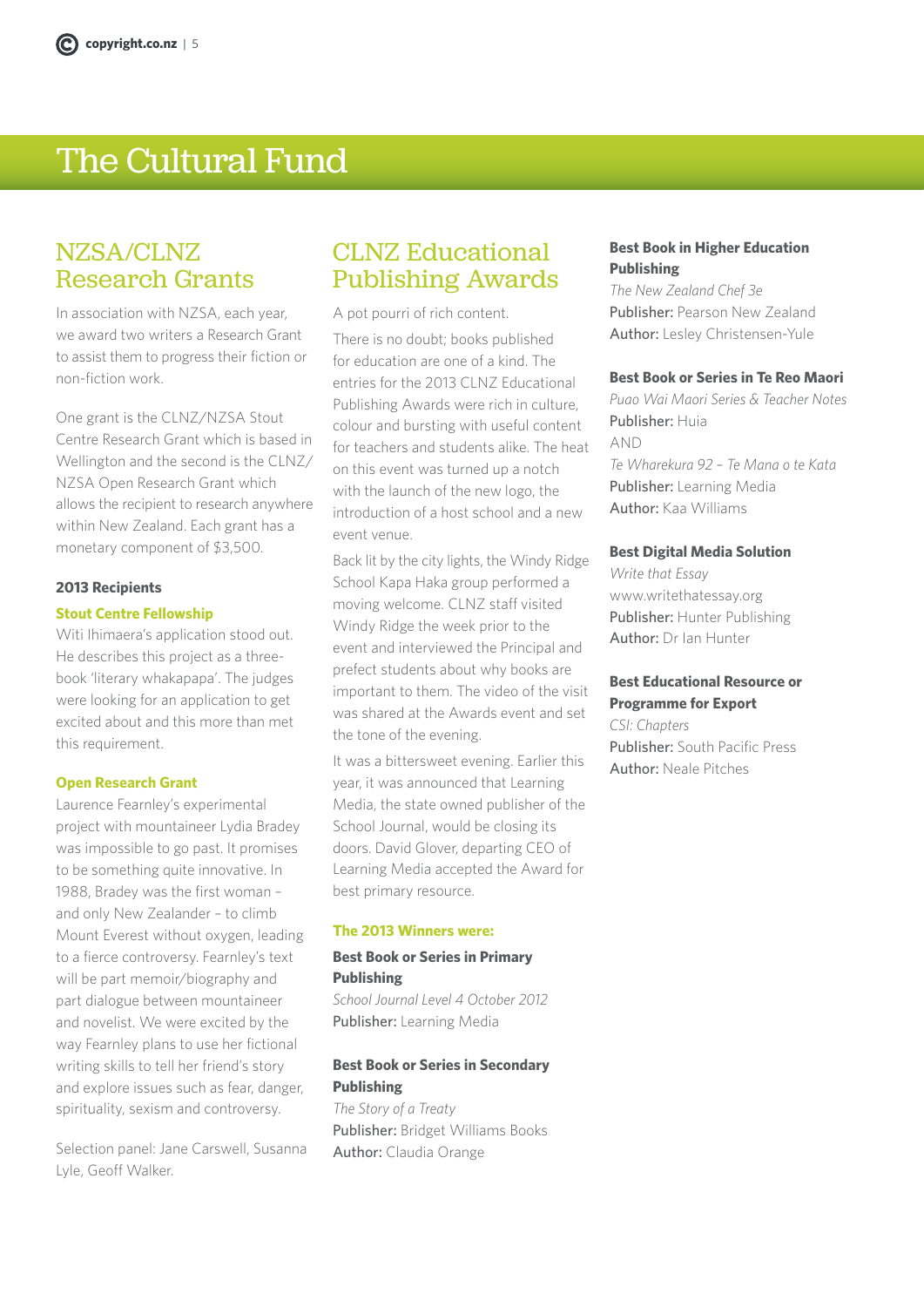# The Cultural Fund

## NZSA/CLNZ Research Grants

In association with NZSA, each year, we award two writers a Research Grant to assist them to progress their fiction or non-fiction work.

One grant is the CLNZ/NZSA Stout Centre Research Grant which is based in Wellington and the second is the CLNZ/NZSA Open Research Grant which allows the recipient to research anywhere within New Zealand. Each grant has a monetary component of $3,500.

### 2013 Recipients

#### Stout Centre Fellowship

Witi Ihimaera's application stood out. He describes this project as a three-book 'literary whakapapa'. The judges were looking for an application to get excited about and this more than met this requirement.

#### Open Research Grant

Laurence Fearnley's experimental project with mountaineer Lydia Bradey was impossible to go past. It promises to be something quite innovative. In 1988, Bradey was the first woman – and only New Zealander – to climb Mount Everest without oxygen, leading to a fierce controversy. Fearnley's text will be part memoir/biography and part dialogue between mountaineer and novelist. We were excited by the way Fearnley plans to use her fictional writing skills to tell her friend's story and explore issues such as fear, danger, spirituality, sexism and controversy.

Selection panel: Jane Carswell, Susanna Lyle, Geoff Walker.

## CLNZ Educational Publishing Awards

A pot pourri of rich content.

There is no doubt; books published for education are one of a kind. The entries for the 2013 CLNZ Educational Publishing Awards were rich in culture, colour and bursting with useful content for teachers and students alike. The heat on this event was turned up a notch with the launch of the new logo, the introduction of a host school and a new event venue.

Back lit by the city lights, the Windy Ridge School Kapa Haka group performed a moving welcome. CLNZ staff visited Windy Ridge the week prior to the event and interviewed the Principal and prefect students about why books are important to them. The video of the visit was shared at the Awards event and set the tone of the evening.

It was a bittersweet evening. Earlier this year, it was announced that Learning Media, the state owned publisher of the School Journal, would be closing its doors. David Glover, departing CEO of Learning Media accepted the Award for best primary resource.

#### The 2013 Winners were:

**Best Book or Series in Primary Publishing**
*School Journal Level 4 October 2012*
**Publisher:** Learning Media

**Best Book or Series in Secondary Publishing**
*The Story of a Treaty*
**Publisher:** Bridget Williams Books
**Author:** Claudia Orange

**Best Book in Higher Education Publishing**
*The New Zealand Chef 3e*
**Publisher:** Pearson New Zealand
**Author:** Lesley Christensen-Yule

**Best Book or Series in Te Reo Maori**
*Puao Wai Maori Series & Teacher Notes*
**Publisher:** Huia
AND
*Te Wharekura 92 – Te Mana o te Kata*
**Publisher:** Learning Media
**Author:** Kaa Williams

**Best Digital Media Solution**
*Write that Essay*
www.writethatessay.org
**Publisher:** Hunter Publishing
**Author:** Dr Ian Hunter

**Best Educational Resource or Programme for Export**
*CSI: Chapters*
**Publisher:** South Pacific Press
**Author:** Neale Pitches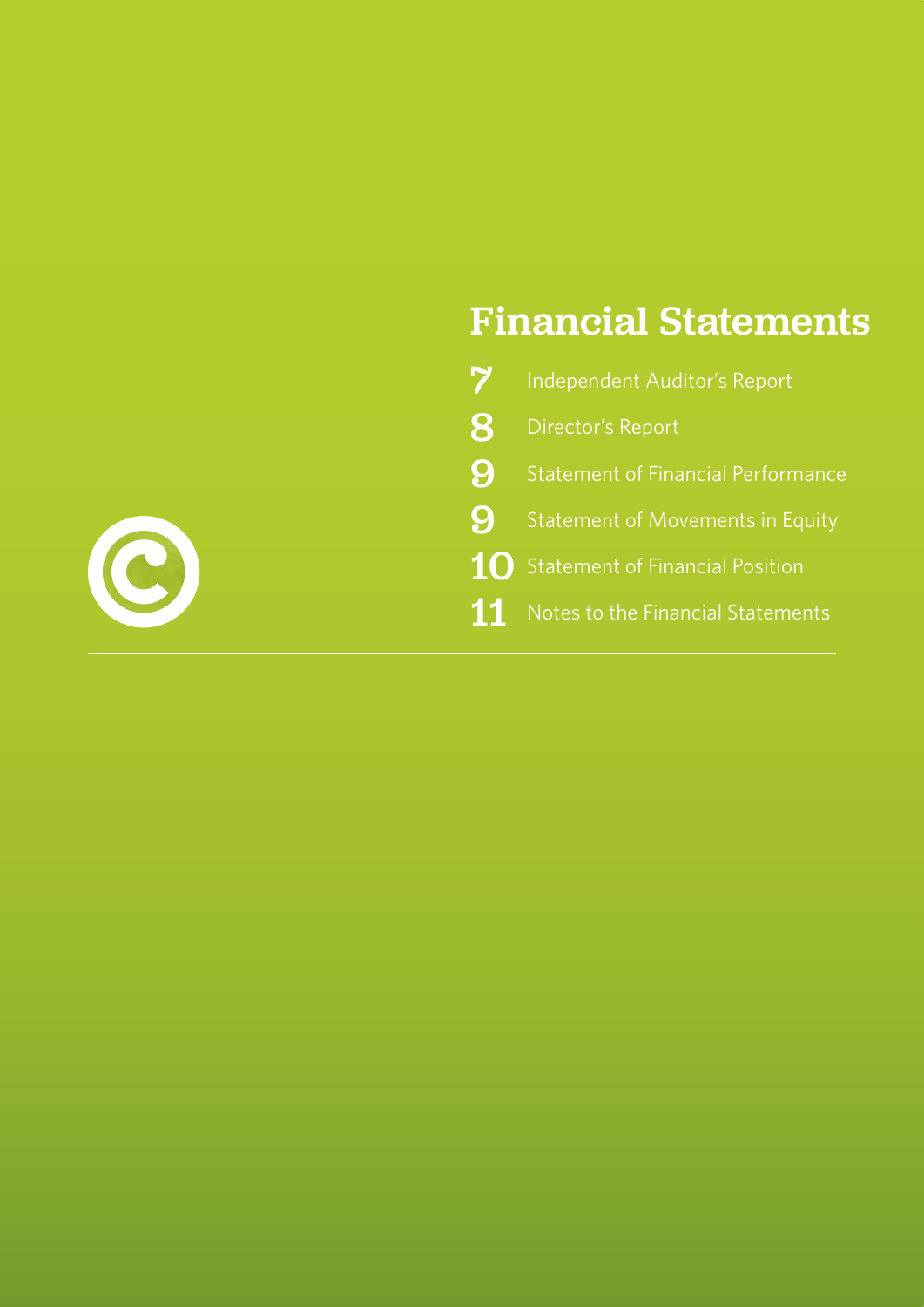# Financial Statements

- **7** Independent Auditor's Report
- **8** Director's Report
- **9** Statement of Financial Performance
- **9** Statement of Movements in Equity
- **10** Statement of Financial Position
- **11** Notes to the Financial Statements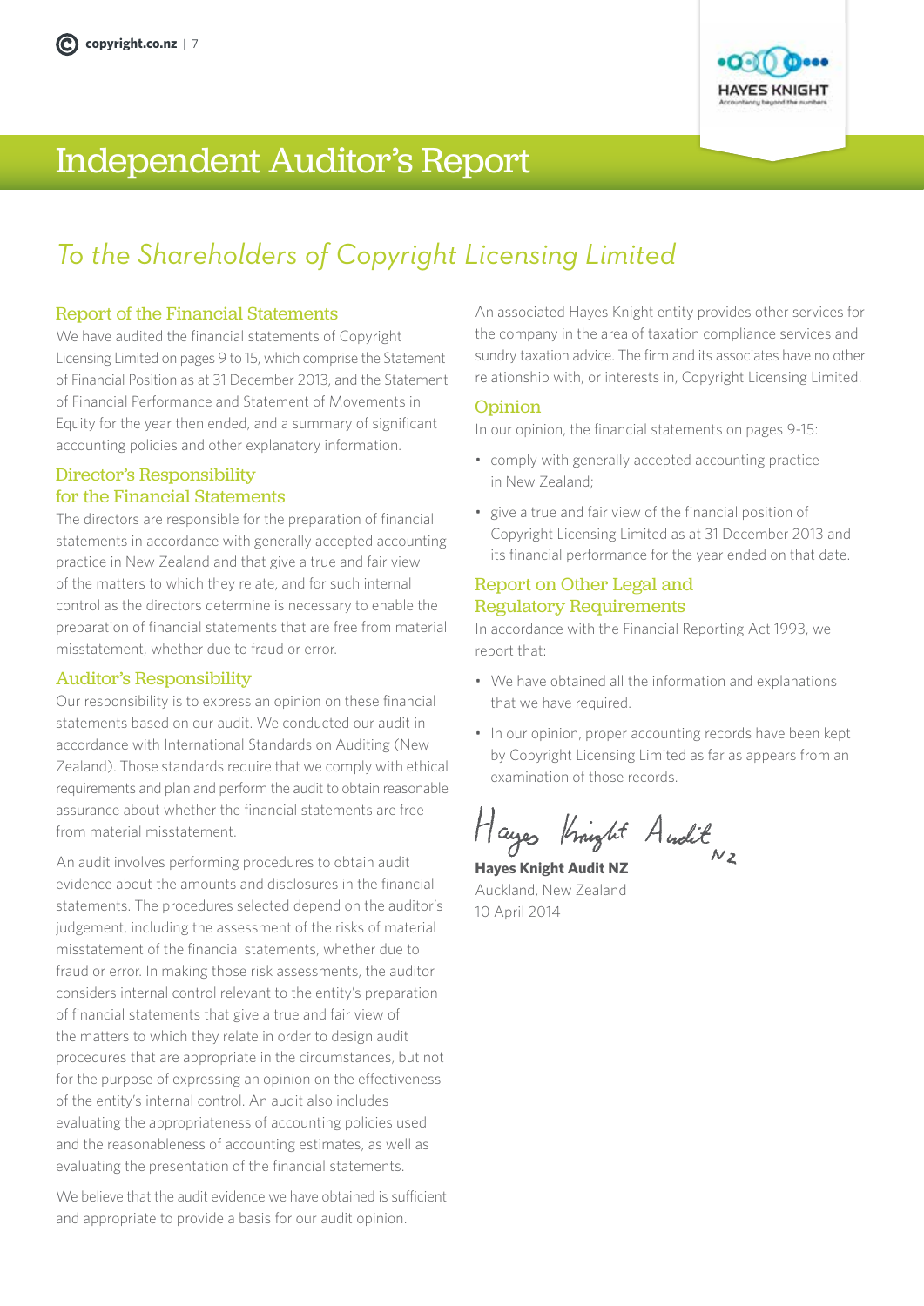# Independent Auditor's Report

## *To the Shareholders of Copyright Licensing Limited*

### Report of the Financial Statements

We have audited the financial statements of Copyright Licensing Limited on pages 9 to 15, which comprise the Statement of Financial Position as at 31 December 2013, and the Statement of Financial Performance and Statement of Movements in Equity for the year then ended, and a summary of significant accounting policies and other explanatory information.

### Director's Responsibility for the Financial Statements

The directors are responsible for the preparation of financial statements in accordance with generally accepted accounting practice in New Zealand and that give a true and fair view of the matters to which they relate, and for such internal control as the directors determine is necessary to enable the preparation of financial statements that are free from material misstatement, whether due to fraud or error.

### Auditor's Responsibility

Our responsibility is to express an opinion on these financial statements based on our audit. We conducted our audit in accordance with International Standards on Auditing (New Zealand). Those standards require that we comply with ethical requirements and plan and perform the audit to obtain reasonable assurance about whether the financial statements are free from material misstatement.

An audit involves performing procedures to obtain audit evidence about the amounts and disclosures in the financial statements. The procedures selected depend on the auditor's judgement, including the assessment of the risks of material misstatement of the financial statements, whether due to fraud or error. In making those risk assessments, the auditor considers internal control relevant to the entity's preparation of financial statements that give a true and fair view of the matters to which they relate in order to design audit procedures that are appropriate in the circumstances, but not for the purpose of expressing an opinion on the effectiveness of the entity's internal control. An audit also includes evaluating the appropriateness of accounting policies used and the reasonableness of accounting estimates, as well as evaluating the presentation of the financial statements.

We believe that the audit evidence we have obtained is sufficient and appropriate to provide a basis for our audit opinion.

An associated Hayes Knight entity provides other services for the company in the area of taxation compliance services and sundry taxation advice. The firm and its associates have no other relationship with, or interests in, Copyright Licensing Limited.

### Opinion

In our opinion, the financial statements on pages 9-15:

- comply with generally accepted accounting practice in New Zealand;
- give a true and fair view of the financial position of Copyright Licensing Limited as at 31 December 2013 and its financial performance for the year ended on that date.

### Report on Other Legal and Regulatory Requirements

In accordance with the Financial Reporting Act 1993, we report that:

- We have obtained all the information and explanations that we have required.
- In our opinion, proper accounting records have been kept by Copyright Licensing Limited as far as appears from an examination of those records.

Hayes Knight Audit NZ

**Hayes Knight Audit NZ**
Auckland, New Zealand
10 April 2014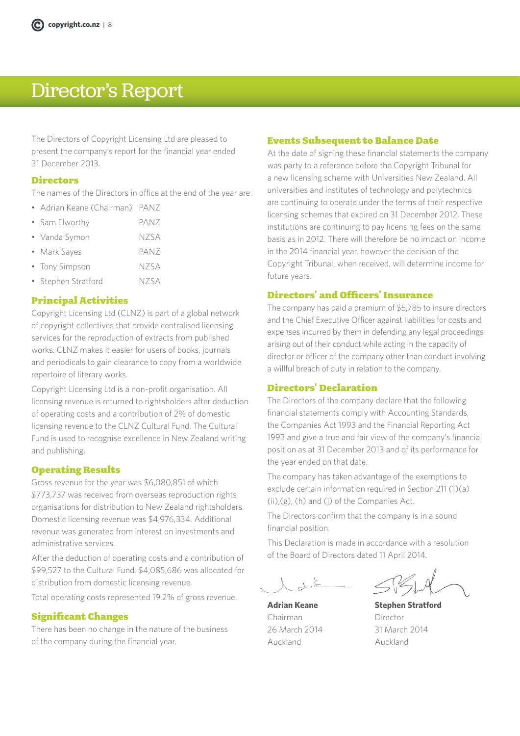# Director's Report

The Directors of Copyright Licensing Ltd are pleased to present the company's report for the financial year ended 31 December 2013.

## Directors

The names of the Directors in office at the end of the year are:

- Adrian Keane (Chairman) PANZ
- Sam Elworthy PANZ
- Vanda Symon NZSA
- Mark Sayes PANZ
- Tony Simpson NZSA
- Stephen Stratford NZSA

## Principal Activities

Copyright Licensing Ltd (CLNZ) is part of a global network of copyright collectives that provide centralised licensing services for the reproduction of extracts from published works. CLNZ makes it easier for users of books, journals and periodicals to gain clearance to copy from a worldwide repertoire of literary works.

Copyright Licensing Ltd is a non-profit organisation. All licensing revenue is returned to rightsholders after deduction of operating costs and a contribution of 2% of domestic licensing revenue to the CLNZ Cultural Fund. The Cultural Fund is used to recognise excellence in New Zealand writing and publishing.

## Operating Results

Gross revenue for the year was $6,080,851 of which $773,737 was received from overseas reproduction rights organisations for distribution to New Zealand rightsholders. Domestic licensing revenue was $4,976,334. Additional revenue was generated from interest on investments and administrative services.

After the deduction of operating costs and a contribution of $99,527 to the Cultural Fund, $4,085,686 was allocated for distribution from domestic licensing revenue.

Total operating costs represented 19.2% of gross revenue.

## Significant Changes

There has been no change in the nature of the business of the company during the financial year.

## Events Subsequent to Balance Date

At the date of signing these financial statements the company was party to a reference before the Copyright Tribunal for a new licensing scheme with Universities New Zealand. All universities and institutes of technology and polytechnics are continuing to operate under the terms of their respective licensing schemes that expired on 31 December 2012. These institutions are continuing to pay licensing fees on the same basis as in 2012. There will therefore be no impact on income in the 2014 financial year, however the decision of the Copyright Tribunal, when received, will determine income for future years.

## Directors' and Officers' Insurance

The company has paid a premium of $5,785 to insure directors and the Chief Executive Officer against liabilities for costs and expenses incurred by them in defending any legal proceedings arising out of their conduct while acting in the capacity of director or officer of the company other than conduct involving a willful breach of duty in relation to the company.

## Directors' Declaration

The Directors of the company declare that the following financial statements comply with Accounting Standards, the Companies Act 1993 and the Financial Reporting Act 1993 and give a true and fair view of the company's financial position as at 31 December 2013 and of its performance for the year ended on that date.

The company has taken advantage of the exemptions to exclude certain information required in Section 211 (1)(a)(ii),(g), (h) and (j) of the Companies Act.

The Directors confirm that the company is in a sound financial position.

This Declaration is made in accordance with a resolution of the Board of Directors dated 11 April 2014.

**Adrian Keane**
Chairman
26 March 2014
Auckland

**Stephen Stratford**
Director
31 March 2014
Auckland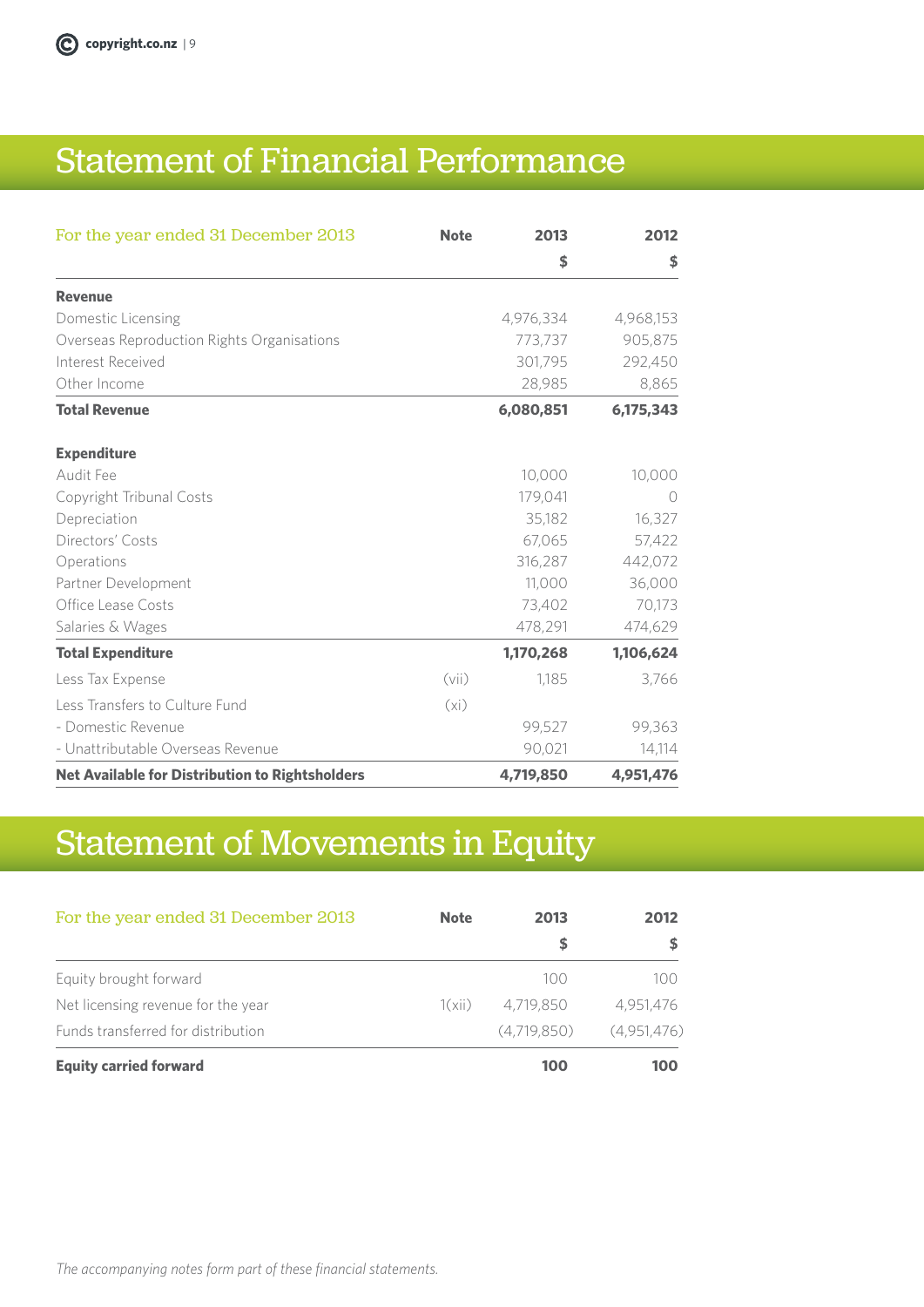# Statement of Financial Performance

| For the year ended 31 December 2013 | Note | 2013 | 2012 |
|---|---|---|---|
| | | $ | $ |
| **Revenue** | | | |
| Domestic Licensing | | 4,976,334 | 4,968,153 |
| Overseas Reproduction Rights Organisations | | 773,737 | 905,875 |
| Interest Received | | 301,795 | 292,450 |
| Other Income | | 28,985 | 8,865 |
| **Total Revenue** | | **6,080,851** | **6,175,343** |
| **Expenditure** | | | |
| Audit Fee | | 10,000 | 10,000 |
| Copyright Tribunal Costs | | 179,041 | 0 |
| Depreciation | | 35,182 | 16,327 |
| Directors' Costs | | 67,065 | 57,422 |
| Operations | | 316,287 | 442,072 |
| Partner Development | | 11,000 | 36,000 |
| Office Lease Costs | | 73,402 | 70,173 |
| Salaries & Wages | | 478,291 | 474,629 |
| **Total Expenditure** | | **1,170,268** | **1,106,624** |
| Less Tax Expense | (vii) | 1,185 | 3,766 |
| Less Transfers to Culture Fund | (xi) | | |
| - Domestic Revenue | | 99,527 | 99,363 |
| - Unattributable Overseas Revenue | | 90,021 | 14,114 |
| **Net Available for Distribution to Rightsholders** | | **4,719,850** | **4,951,476** |

# Statement of Movements in Equity

| For the year ended 31 December 2013 | Note | 2013 | 2012 |
|---|---|---|---|
| | | $ | $ |
| Equity brought forward | | 100 | 100 |
| Net licensing revenue for the year | 1(xii) | 4,719,850 | 4,951,476 |
| Funds transferred for distribution | | (4,719,850) | (4,951,476) |
| **Equity carried forward** | | **100** | **100** |

*The accompanying notes form part of these financial statements.*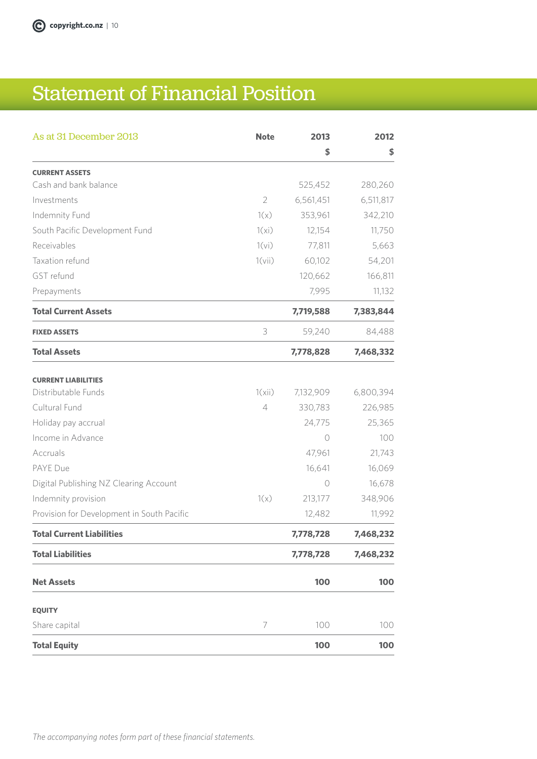# Statement of Financial Position

| As at 31 December 2013 | Note | 2013 | 2012 |
|---|---|---|---|
| | | $ | $ |
| **CURRENT ASSETS** | | | |
| Cash and bank balance | | 525,452 | 280,260 |
| Investments | 2 | 6,561,451 | 6,511,817 |
| Indemnity Fund | 1(x) | 353,961 | 342,210 |
| South Pacific Development Fund | 1(xi) | 12,154 | 11,750 |
| Receivables | 1(vi) | 77,811 | 5,663 |
| Taxation refund | 1(vii) | 60,102 | 54,201 |
| GST refund | | 120,662 | 166,811 |
| Prepayments | | 7,995 | 11,132 |
| **Total Current Assets** | | **7,719,588** | **7,383,844** |
| **FIXED ASSETS** | 3 | 59,240 | 84,488 |
| **Total Assets** | | **7,778,828** | **7,468,332** |
| **CURRENT LIABILITIES** | | | |
| Distributable Funds | 1(xii) | 7,132,909 | 6,800,394 |
| Cultural Fund | 4 | 330,783 | 226,985 |
| Holiday pay accrual | | 24,775 | 25,365 |
| Income in Advance | | 0 | 100 |
| Accruals | | 47,961 | 21,743 |
| PAYE Due | | 16,641 | 16,069 |
| Digital Publishing NZ Clearing Account | | 0 | 16,678 |
| Indemnity provision | 1(x) | 213,177 | 348,906 |
| Provision for Development in South Pacific | | 12,482 | 11,992 |
| **Total Current Liabilities** | | **7,778,728** | **7,468,232** |
| **Total Liabilities** | | **7,778,728** | **7,468,232** |
| **Net Assets** | | **100** | **100** |
| **EQUITY** | | | |
| Share capital | 7 | 100 | 100 |
| **Total Equity** | | **100** | **100** |

*The accompanying notes form part of these financial statements.*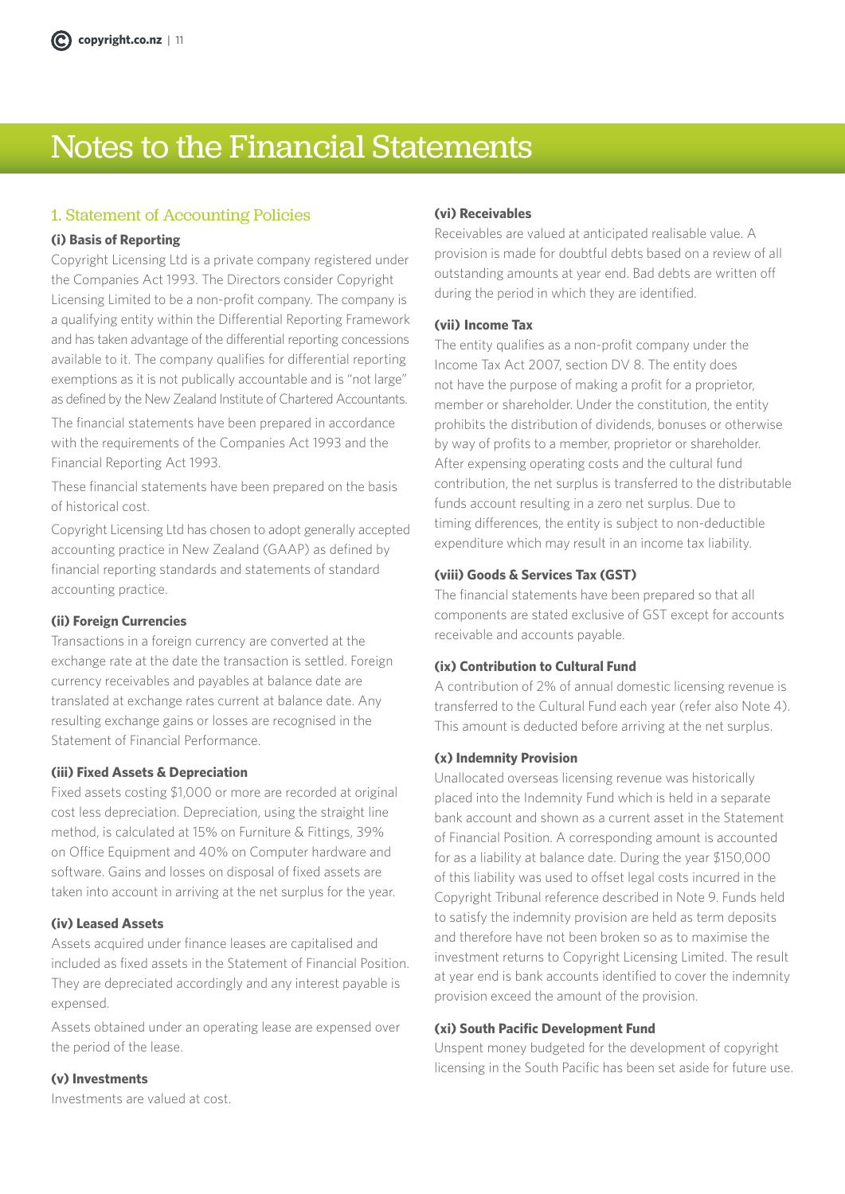# Notes to the Financial Statements

## 1. Statement of Accounting Policies

### (i) Basis of Reporting

Copyright Licensing Ltd is a private company registered under the Companies Act 1993. The Directors consider Copyright Licensing Limited to be a non-profit company. The company is a qualifying entity within the Differential Reporting Framework and has taken advantage of the differential reporting concessions available to it. The company qualifies for differential reporting exemptions as it is not publically accountable and is "not large" as defined by the New Zealand Institute of Chartered Accountants.

The financial statements have been prepared in accordance with the requirements of the Companies Act 1993 and the Financial Reporting Act 1993.

These financial statements have been prepared on the basis of historical cost.

Copyright Licensing Ltd has chosen to adopt generally accepted accounting practice in New Zealand (GAAP) as defined by financial reporting standards and statements of standard accounting practice.

### (ii) Foreign Currencies

Transactions in a foreign currency are converted at the exchange rate at the date the transaction is settled. Foreign currency receivables and payables at balance date are translated at exchange rates current at balance date. Any resulting exchange gains or losses are recognised in the Statement of Financial Performance.

### (iii) Fixed Assets & Depreciation

Fixed assets costing $1,000 or more are recorded at original cost less depreciation. Depreciation, using the straight line method, is calculated at 15% on Furniture & Fittings, 39% on Office Equipment and 40% on Computer hardware and software. Gains and losses on disposal of fixed assets are taken into account in arriving at the net surplus for the year.

### (iv) Leased Assets

Assets acquired under finance leases are capitalised and included as fixed assets in the Statement of Financial Position. They are depreciated accordingly and any interest payable is expensed.

Assets obtained under an operating lease are expensed over the period of the lease.

### (v) Investments

Investments are valued at cost.

### (vi) Receivables

Receivables are valued at anticipated realisable value. A provision is made for doubtful debts based on a review of all outstanding amounts at year end. Bad debts are written off during the period in which they are identified.

### (vii) Income Tax

The entity qualifies as a non-profit company under the Income Tax Act 2007, section DV 8. The entity does not have the purpose of making a profit for a proprietor, member or shareholder. Under the constitution, the entity prohibits the distribution of dividends, bonuses or otherwise by way of profits to a member, proprietor or shareholder. After expensing operating costs and the cultural fund contribution, the net surplus is transferred to the distributable funds account resulting in a zero net surplus. Due to timing differences, the entity is subject to non-deductible expenditure which may result in an income tax liability.

### (viii) Goods & Services Tax (GST)

The financial statements have been prepared so that all components are stated exclusive of GST except for accounts receivable and accounts payable.

### (ix) Contribution to Cultural Fund

A contribution of 2% of annual domestic licensing revenue is transferred to the Cultural Fund each year (refer also Note 4). This amount is deducted before arriving at the net surplus.

### (x) Indemnity Provision

Unallocated overseas licensing revenue was historically placed into the Indemnity Fund which is held in a separate bank account and shown as a current asset in the Statement of Financial Position. A corresponding amount is accounted for as a liability at balance date. During the year $150,000 of this liability was used to offset legal costs incurred in the Copyright Tribunal reference described in Note 9. Funds held to satisfy the indemnity provision are held as term deposits and therefore have not been broken so as to maximise the investment returns to Copyright Licensing Limited. The result at year end is bank accounts identified to cover the indemnity provision exceed the amount of the provision.

### (xi) South Pacific Development Fund

Unspent money budgeted for the development of copyright licensing in the South Pacific has been set aside for future use.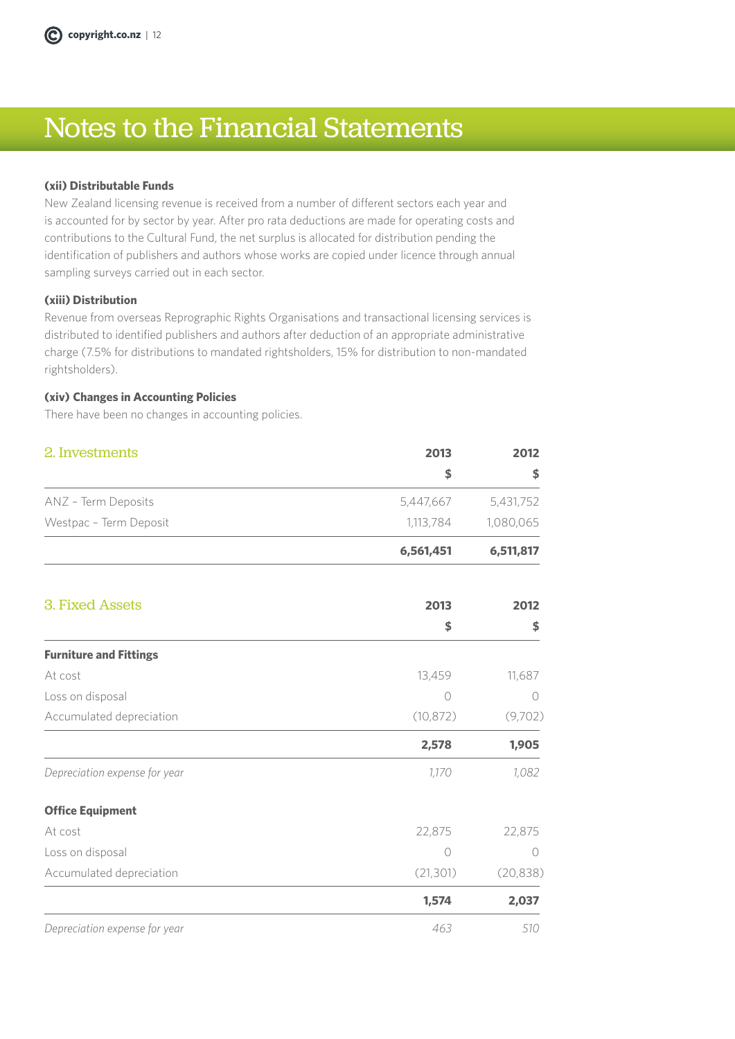# Notes to the Financial Statements

**(xii) Distributable Funds**

New Zealand licensing revenue is received from a number of different sectors each year and is accounted for by sector by year. After pro rata deductions are made for operating costs and contributions to the Cultural Fund, the net surplus is allocated for distribution pending the identification of publishers and authors whose works are copied under licence through annual sampling surveys carried out in each sector.

**(xiii) Distribution**

Revenue from overseas Reprographic Rights Organisations and transactional licensing services is distributed to identified publishers and authors after deduction of an appropriate administrative charge (7.5% for distributions to mandated rightsholders, 15% for distribution to non-mandated rightsholders).

**(xiv) Changes in Accounting Policies**

There have been no changes in accounting policies.

## 2. Investments

| | 2013 | 2012 |
|---|---|---|
| | $ | $ |
| ANZ - Term Deposits | 5,447,667 | 5,431,752 |
| Westpac - Term Deposit | 1,113,784 | 1,080,065 |
| | **6,561,451** | **6,511,817** |

## 3. Fixed Assets

| | 2013 | 2012 |
|---|---|---|
| | $ | $ |
| **Furniture and Fittings** | | |
| At cost | 13,459 | 11,687 |
| Loss on disposal | 0 | 0 |
| Accumulated depreciation | (10,872) | (9,702) |
| | **2,578** | **1,905** |
| *Depreciation expense for year* | *1,170* | *1,082* |
| **Office Equipment** | | |
| At cost | 22,875 | 22,875 |
| Loss on disposal | 0 | 0 |
| Accumulated depreciation | (21,301) | (20,838) |
| | **1,574** | **2,037** |
| *Depreciation expense for year* | *463* | *510* |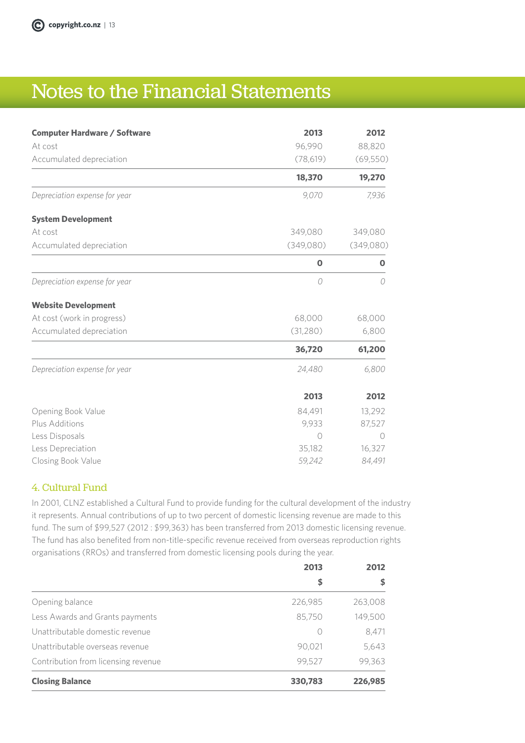# Notes to the Financial Statements

| **Computer Hardware / Software** | **2013** | **2012** |
|---|---|---|
| At cost | 96,990 | 88,820 |
| Accumulated depreciation | (78,619) | (69,550) |
| | **18,370** | **19,270** |
| *Depreciation expense for year* | *9,070* | *7,936* |

| **System Development** | | |
|---|---|---|
| At cost | 349,080 | 349,080 |
| Accumulated depreciation | (349,080) | (349,080) |
| | **0** | **0** |
| *Depreciation expense for year* | *0* | *0* |

| **Website Development** | | |
|---|---|---|
| At cost (work in progress) | 68,000 | 68,000 |
| Accumulated depreciation | (31,280) | 6,800 |
| | **36,720** | **61,200** |
| *Depreciation expense for year* | *24,480* | *6,800* |

| | **2013** | **2012** |
|---|---|---|
| Opening Book Value | 84,491 | 13,292 |
| Plus Additions | 9,933 | 87,527 |
| Less Disposals | 0 | 0 |
| Less Depreciation | 35,182 | 16,327 |
| Closing Book Value | *59,242* | *84,491* |

## 4. Cultural Fund

In 2001, CLNZ established a Cultural Fund to provide funding for the cultural development of the industry it represents. Annual contributions of up to two percent of domestic licensing revenue are made to this fund. The sum of $99,527 (2012 : $99,363) has been transferred from 2013 domestic licensing revenue. The fund has also benefited from non-title-specific revenue received from overseas reproduction rights organisations (RROs) and transferred from domestic licensing pools during the year.

| | **2013** | **2012** |
|---|---|---|
| | **$** | **$** |
| Opening balance | 226,985 | 263,008 |
| Less Awards and Grants payments | 85,750 | 149,500 |
| Unattributable domestic revenue | 0 | 8,471 |
| Unattributable overseas revenue | 90,021 | 5,643 |
| Contribution from licensing revenue | 99,527 | 99,363 |
| **Closing Balance** | **330,783** | **226,985** |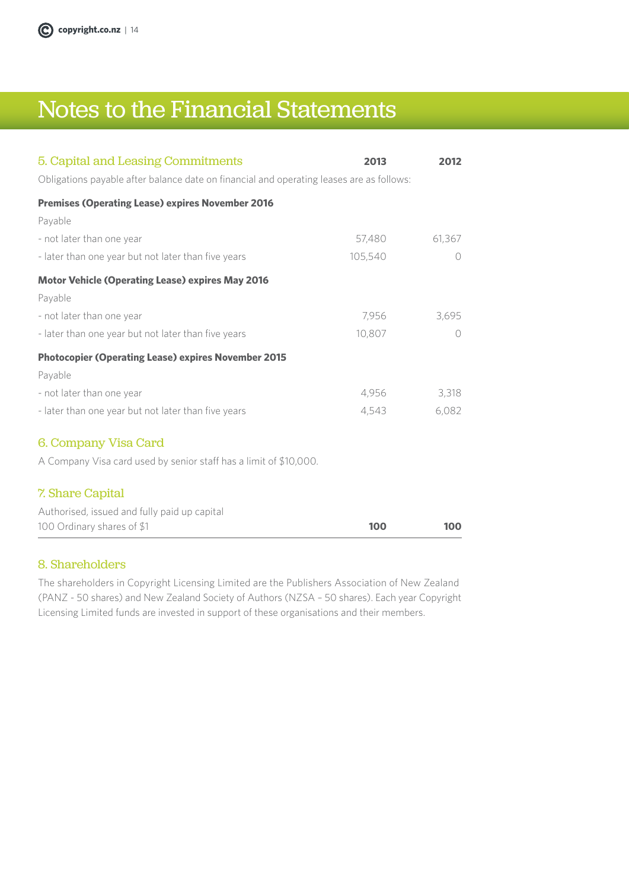# Notes to the Financial Statements

## 5. Capital and Leasing Commitments

| | 2013 | 2012 |
|---|---|---|
| Obligations payable after balance date on financial and operating leases are as follows: | | |
| **Premises (Operating Lease) expires November 2016** | | |
| Payable | | |
| - not later than one year | 57,480 | 61,367 |
| - later than one year but not later than five years | 105,540 | 0 |
| **Motor Vehicle (Operating Lease) expires May 2016** | | |
| Payable | | |
| - not later than one year | 7,956 | 3,695 |
| - later than one year but not later than five years | 10,807 | 0 |
| **Photocopier (Operating Lease) expires November 2015** | | |
| Payable | | |
| - not later than one year | 4,956 | 3,318 |
| - later than one year but not later than five years | 4,543 | 6,082 |

## 6. Company Visa Card

A Company Visa card used by senior staff has a limit of $10,000.

## 7. Share Capital

| | | |
|---|---|---|
| Authorised, issued and fully paid up capital | | |
| 100 Ordinary shares of $1 | **100** | **100** |

## 8. Shareholders

The shareholders in Copyright Licensing Limited are the Publishers Association of New Zealand (PANZ - 50 shares) and New Zealand Society of Authors (NZSA – 50 shares). Each year Copyright Licensing Limited funds are invested in support of these organisations and their members.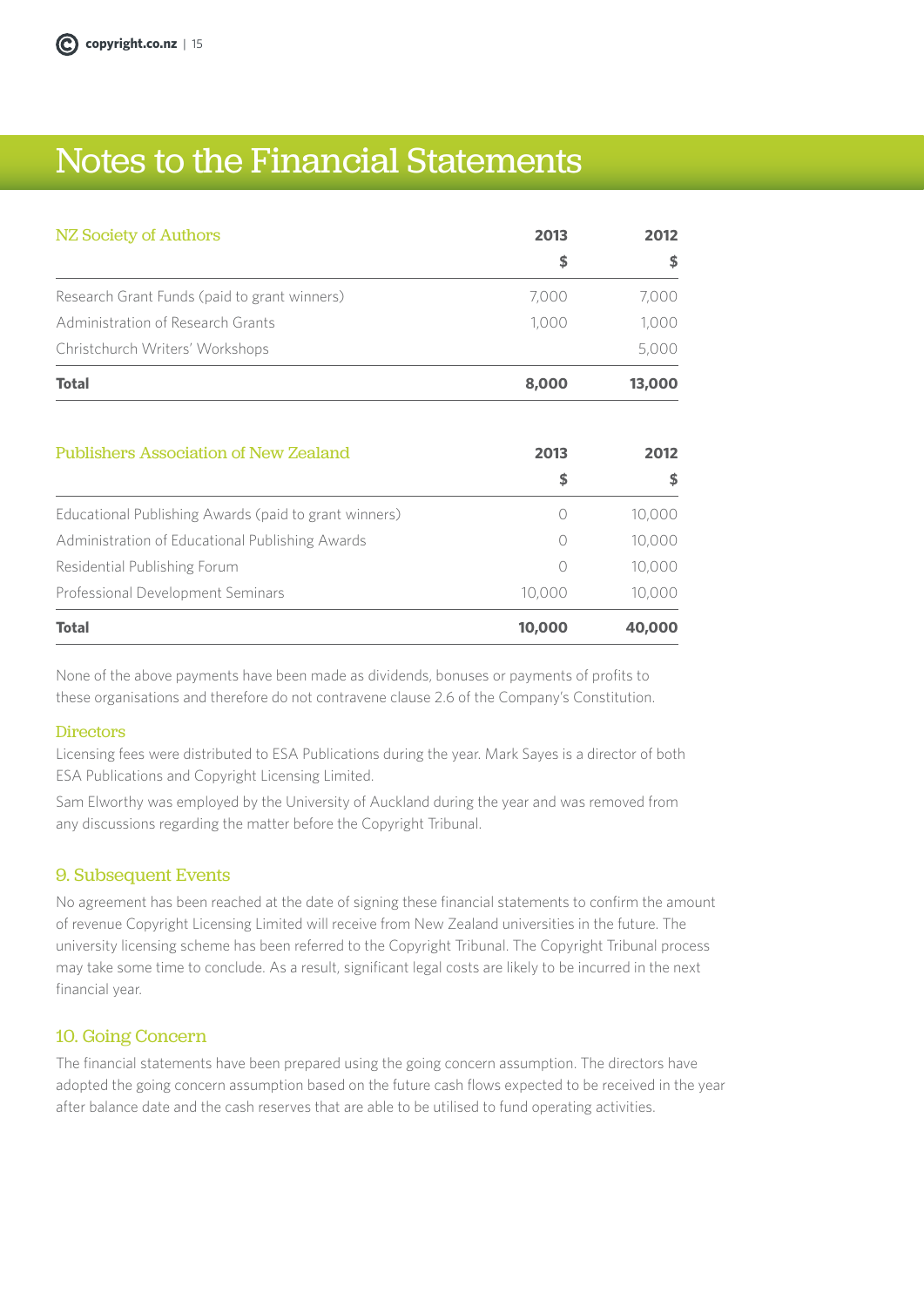# Notes to the Financial Statements

| NZ Society of Authors | 2013 $ | 2012 $ |
|---|---|---|
| Research Grant Funds (paid to grant winners) | 7,000 | 7,000 |
| Administration of Research Grants | 1,000 | 1,000 |
| Christchurch Writers' Workshops | | 5,000 |
| **Total** | **8,000** | **13,000** |

| Publishers Association of New Zealand | 2013 $ | 2012 $ |
|---|---|---|
| Educational Publishing Awards (paid to grant winners) | 0 | 10,000 |
| Administration of Educational Publishing Awards | 0 | 10,000 |
| Residential Publishing Forum | 0 | 10,000 |
| Professional Development Seminars | 10,000 | 10,000 |
| **Total** | **10,000** | **40,000** |

None of the above payments have been made as dividends, bonuses or payments of profits to these organisations and therefore do not contravene clause 2.6 of the Company's Constitution.

### Directors

Licensing fees were distributed to ESA Publications during the year. Mark Sayes is a director of both ESA Publications and Copyright Licensing Limited.

Sam Elworthy was employed by the University of Auckland during the year and was removed from any discussions regarding the matter before the Copyright Tribunal.

## 9. Subsequent Events

No agreement has been reached at the date of signing these financial statements to confirm the amount of revenue Copyright Licensing Limited will receive from New Zealand universities in the future. The university licensing scheme has been referred to the Copyright Tribunal. The Copyright Tribunal process may take some time to conclude. As a result, significant legal costs are likely to be incurred in the next financial year.

## 10. Going Concern

The financial statements have been prepared using the going concern assumption. The directors have adopted the going concern assumption based on the future cash flows expected to be received in the year after balance date and the cash reserves that are able to be utilised to fund operating activities.